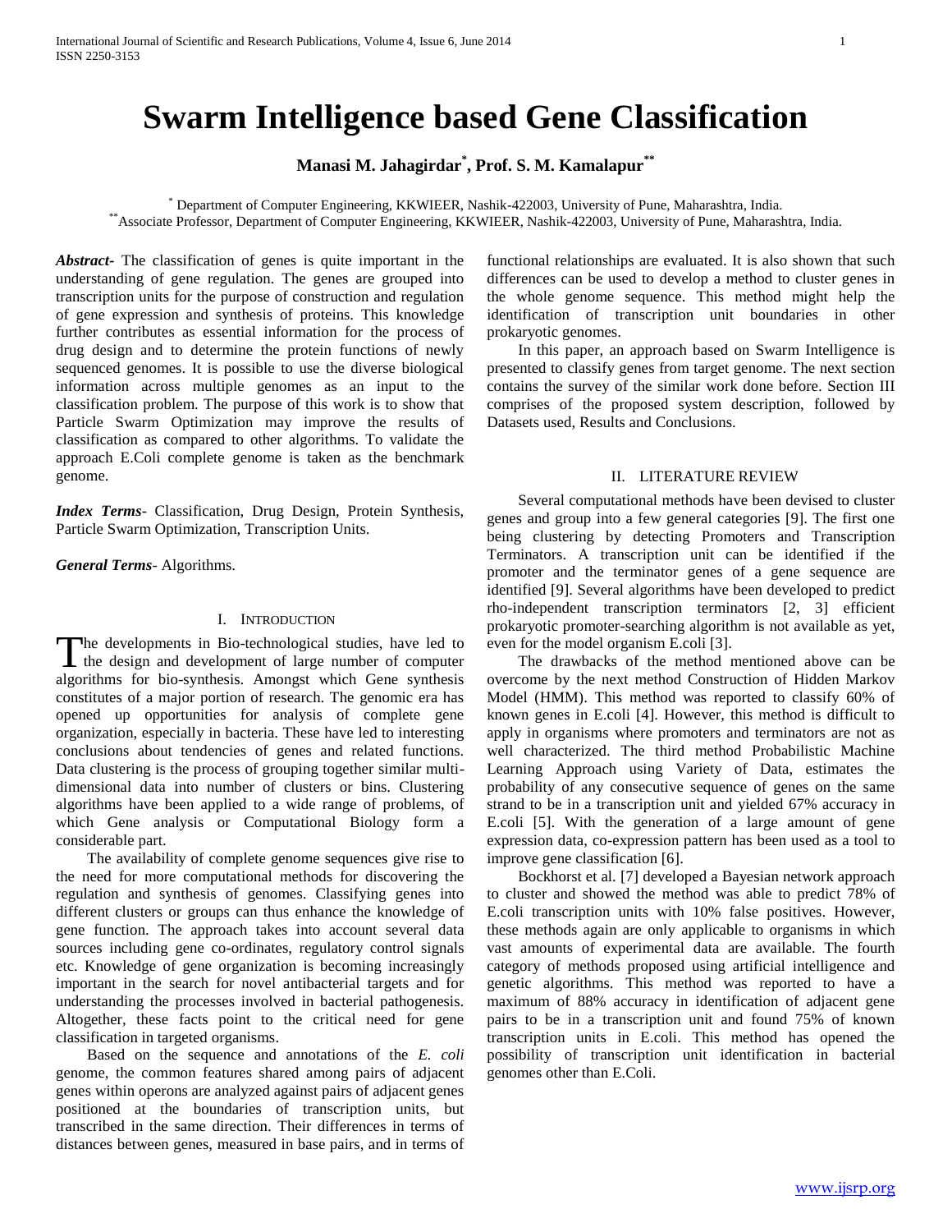# Swarm Intelligence based Gene Classification

**Manasi M. Jahagirdar[*], Prof. S. M. Kamalapur[**]**

[*] Department of Computer Engineering, KKWIEER, Nashik-422003, University of Pune, Maharashtra, India.
[**] Associate Professor, Department of Computer Engineering, KKWIEER, Nashik-422003, University of Pune, Maharashtra, India.

***Abstract*-** The classification of genes is quite important in the understanding of gene regulation. The genes are grouped into transcription units for the purpose of construction and regulation of gene expression and synthesis of proteins. This knowledge further contributes as essential information for the process of drug design and to determine the protein functions of newly sequenced genomes. It is possible to use the diverse biological information across multiple genomes as an input to the classification problem. The purpose of this work is to show that Particle Swarm Optimization may improve the results of classification as compared to other algorithms. To validate the approach E.Coli complete genome is taken as the benchmark genome.

***Index Terms*-** Classification, Drug Design, Protein Synthesis, Particle Swarm Optimization, Transcription Units.

***General Terms*-** Algorithms.

## I. Introduction

The developments in Bio-technological studies, have led to the design and development of large number of computer algorithms for bio-synthesis. Amongst which Gene synthesis constitutes of a major portion of research. The genomic era has opened up opportunities for analysis of complete gene organization, especially in bacteria. These have led to interesting conclusions about tendencies of genes and related functions. Data clustering is the process of grouping together similar multi-dimensional data into number of clusters or bins. Clustering algorithms have been applied to a wide range of problems, of which Gene analysis or Computational Biology form a considerable part.

The availability of complete genome sequences give rise to the need for more computational methods for discovering the regulation and synthesis of genomes. Classifying genes into different clusters or groups can thus enhance the knowledge of gene function. The approach takes into account several data sources including gene co-ordinates, regulatory control signals etc. Knowledge of gene organization is becoming increasingly important in the search for novel antibacterial targets and for understanding the processes involved in bacterial pathogenesis. Altogether, these facts point to the critical need for gene classification in targeted organisms.

Based on the sequence and annotations of the *E. coli* genome, the common features shared among pairs of adjacent genes within operons are analyzed against pairs of adjacent genes positioned at the boundaries of transcription units, but transcribed in the same direction. Their differences in terms of distances between genes, measured in base pairs, and in terms of functional relationships are evaluated. It is also shown that such differences can be used to develop a method to cluster genes in the whole genome sequence. This method might help the identification of transcription unit boundaries in other prokaryotic genomes.

In this paper, an approach based on Swarm Intelligence is presented to classify genes from target genome. The next section contains the survey of the similar work done before. Section III comprises of the proposed system description, followed by Datasets used, Results and Conclusions.

## II. Literature Review

Several computational methods have been devised to cluster genes and group into a few general categories [9]. The first one being clustering by detecting Promoters and Transcription Terminators. A transcription unit can be identified if the promoter and the terminator genes of a gene sequence are identified [9]. Several algorithms have been developed to predict rho-independent transcription terminators [2, 3] efficient prokaryotic promoter-searching algorithm is not available as yet, even for the model organism E.coli [3].

The drawbacks of the method mentioned above can be overcome by the next method Construction of Hidden Markov Model (HMM). This method was reported to classify 60% of known genes in E.coli [4]. However, this method is difficult to apply in organisms where promoters and terminators are not as well characterized. The third method Probabilistic Machine Learning Approach using Variety of Data, estimates the probability of any consecutive sequence of genes on the same strand to be in a transcription unit and yielded 67% accuracy in E.coli [5]. With the generation of a large amount of gene expression data, co-expression pattern has been used as a tool to improve gene classification [6].

Bockhorst et al. [7] developed a Bayesian network approach to cluster and showed the method was able to predict 78% of E.coli transcription units with 10% false positives. However, these methods again are only applicable to organisms in which vast amounts of experimental data are available. The fourth category of methods proposed using artificial intelligence and genetic algorithms. This method was reported to have a maximum of 88% accuracy in identification of adjacent gene pairs to be in a transcription unit and found 75% of known transcription units in E.coli. This method has opened the possibility of transcription unit identification in bacterial genomes other than E.Coli.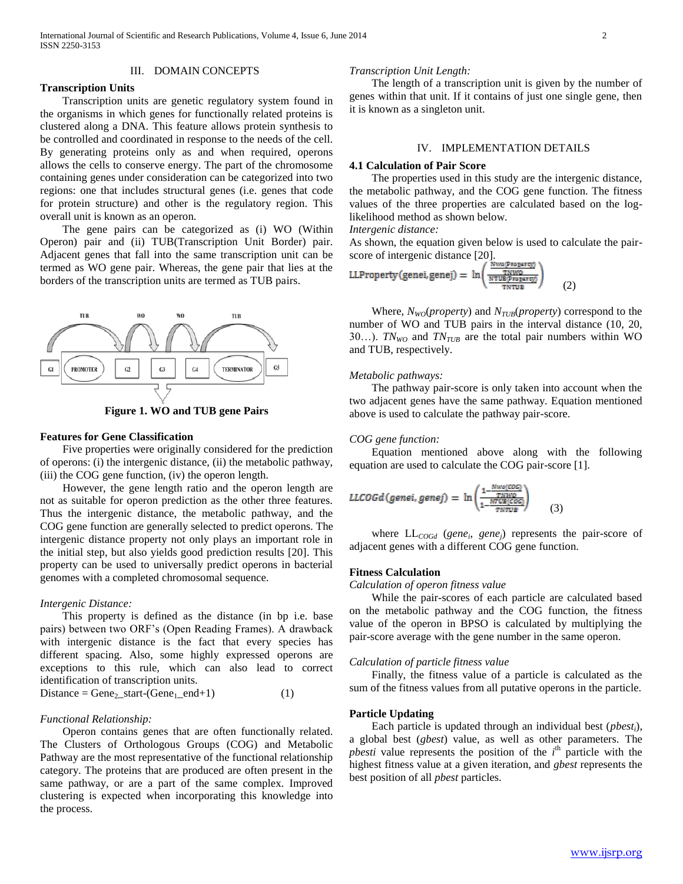## III. DOMAIN CONCEPTS

### Transcription Units

Transcription units are genetic regulatory system found in the organisms in which genes for functionally related proteins is clustered along a DNA. This feature allows protein synthesis to be controlled and coordinated in response to the needs of the cell. By generating proteins only as and when required, operons allows the cells to conserve energy. The part of the chromosome containing genes under consideration can be categorized into two regions: one that includes structural genes (i.e. genes that code for protein structure) and other is the regulatory region. This overall unit is known as an operon.

The gene pairs can be categorized as (i) WO (Within Operon) pair and (ii) TUB(Transcription Unit Border) pair. Adjacent genes that fall into the same transcription unit can be termed as WO gene pair. Whereas, the gene pair that lies at the borders of the transcription units are termed as TUB pairs.

TUB
WO
WO
TUB
G1
PROMOTER
G2
G3
G4
TERMINATOR
G5

**Figure 1. WO and TUB gene Pairs**

### Features for Gene Classification

Five properties were originally considered for the prediction of operons: (i) the intergenic distance, (ii) the metabolic pathway, (iii) the COG gene function, (iv) the operon length.

However, the gene length ratio and the operon length are not as suitable for operon prediction as the other three features. Thus the intergenic distance, the metabolic pathway, and the COG gene function are generally selected to predict operons. The intergenic distance property not only plays an important role in the initial step, but also yields good prediction results [20]. This property can be used to universally predict operons in bacterial genomes with a completed chromosomal sequence.

*Intergenic Distance:*

This property is defined as the distance (in bp i.e. base pairs) between two ORF's (Open Reading Frames). A drawback with intergenic distance is the fact that every species has different spacing. Also, some highly expressed operons are exceptions to this rule, which can also lead to correct identification of transcription units.

$$\text{Distance} = \text{Gene}_2\text{\_start}-(\text{Gene}_1\text{\_end}+1) \qquad (1)$$

*Functional Relationship:*

Operon contains genes that are often functionally related. The Clusters of Orthologous Groups (COG) and Metabolic Pathway are the most representative of the functional relationship category. The proteins that are produced are often present in the same pathway, or are a part of the same complex. Improved clustering is expected when incorporating this knowledge into the process.

*Transcription Unit Length:*

The length of a transcription unit is given by the number of genes within that unit. If it contains of just one single gene, then it is known as a singleton unit.

## IV. IMPLEMENTATION DETAILS

### 4.1 Calculation of Pair Score

The properties used in this study are the intergenic distance, the metabolic pathway, and the COG gene function. The fitness values of the three properties are calculated based on the log-likelihood method as shown below.

*Intergenic distance:*

As shown, the equation given below is used to calculate the pair-score of intergenic distance [20].

$$LLProperty(genei, genej) = \ln\left(\frac{\frac{N_{WO}(Property)}{TNWO}}{\frac{NTUB(Property)}{TNTUB}}\right) \qquad (2)$$

Where, $N_{WO}$(*property*) and $N_{TUB}$(*property*) correspond to the number of WO and TUB pairs in the interval distance (10, 20, 30…). $TN_{WO}$ and $TN_{TUB}$ are the total pair numbers within WO and TUB, respectively.

*Metabolic pathways:*

The pathway pair-score is only taken into account when the two adjacent genes have the same pathway. Equation mentioned above is used to calculate the pathway pair-score.

*COG gene function:*

Equation mentioned above along with the following equation are used to calculate the COG pair-score [1].

$$LLCOGd(genei, genej) = \ln\left(\frac{1-\frac{Nwo(COG)}{TNWO}}{1-\frac{NTUB(COG)}{TNTUB}}\right) \qquad (3)$$

where $LL_{COGd}$ ($gene_i$, $gene_j$) represents the pair-score of adjacent genes with a different COG gene function.

### Fitness Calculation

*Calculation of operon fitness value*

While the pair-scores of each particle are calculated based on the metabolic pathway and the COG function, the fitness value of the operon in BPSO is calculated by multiplying the pair-score average with the gene number in the same operon.

*Calculation of particle fitness value*

Finally, the fitness value of a particle is calculated as the sum of the fitness values from all putative operons in the particle.

### Particle Updating

Each particle is updated through an individual best (*pbest$_i$*), a global best (*gbest*) value, as well as other parameters. The *pbesti* value represents the position of the $i^{th}$ particle with the highest fitness value at a given iteration, and *gbest* represents the best position of all *pbest* particles.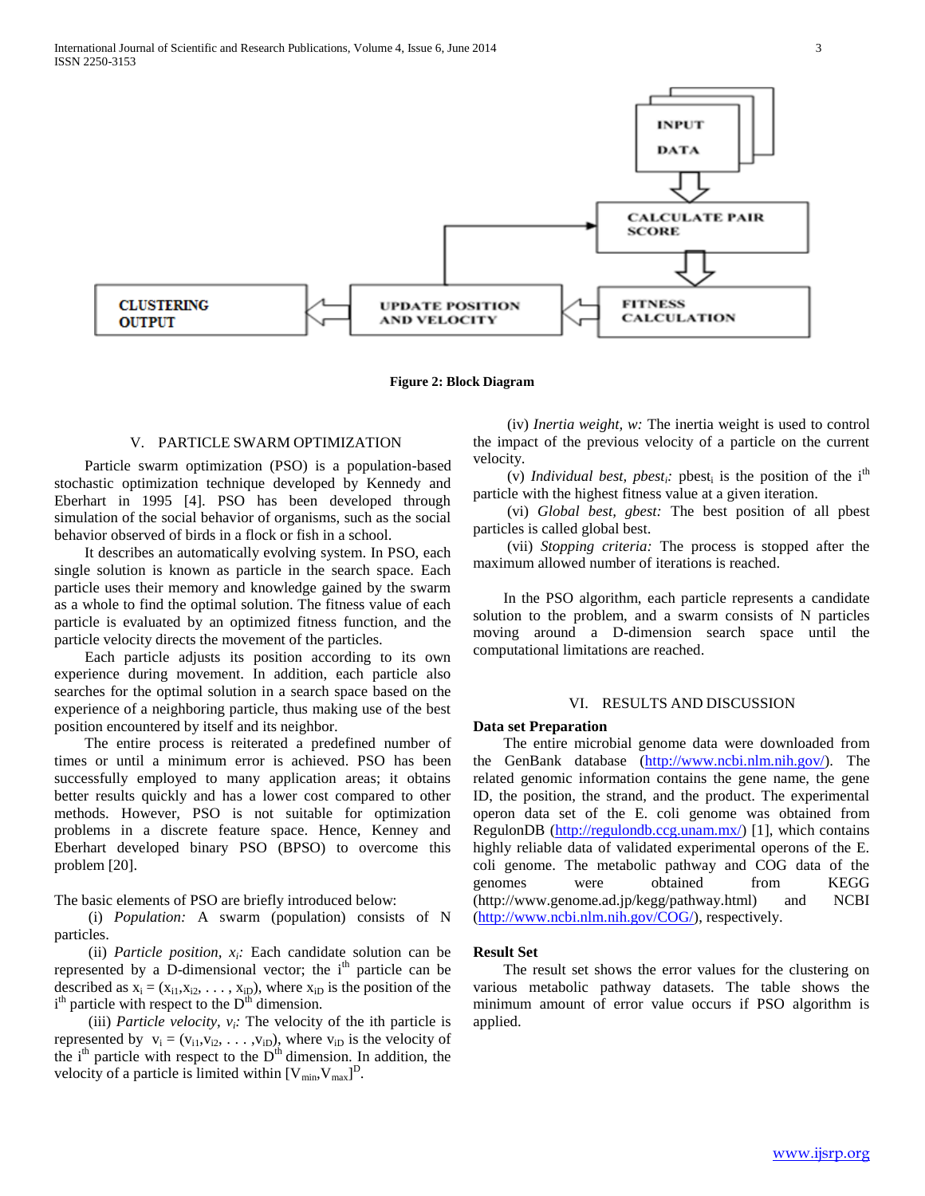INPUT DATA

CALCULATE PAIR SCORE

FITNESS CALCULATION

UPDATE POSITION AND VELOCITY

CLUSTERING OUTPUT

**Figure 2: Block Diagram**

## V. PARTICLE SWARM OPTIMIZATION

Particle swarm optimization (PSO) is a population-based stochastic optimization technique developed by Kennedy and Eberhart in 1995 [4]. PSO has been developed through simulation of the social behavior of organisms, such as the social behavior observed of birds in a flock or fish in a school.

It describes an automatically evolving system. In PSO, each single solution is known as particle in the search space. Each particle uses their memory and knowledge gained by the swarm as a whole to find the optimal solution. The fitness value of each particle is evaluated by an optimized fitness function, and the particle velocity directs the movement of the particles.

Each particle adjusts its position according to its own experience during movement. In addition, each particle also searches for the optimal solution in a search space based on the experience of a neighboring particle, thus making use of the best position encountered by itself and its neighbor.

The entire process is reiterated a predefined number of times or until a minimum error is achieved. PSO has been successfully employed to many application areas; it obtains better results quickly and has a lower cost compared to other methods. However, PSO is not suitable for optimization problems in a discrete feature space. Hence, Kenney and Eberhart developed binary PSO (BPSO) to overcome this problem [20].

The basic elements of PSO are briefly introduced below:

(i) *Population:* A swarm (population) consists of N particles.

(ii) *Particle position, $x_i$:* Each candidate solution can be represented by a D-dimensional vector; the $i^{th}$ particle can be described as $x_i = (x_{i1}, x_{i2}, \ldots, x_{iD})$, where $x_{iD}$ is the position of the $i^{th}$ particle with respect to the $D^{th}$ dimension.

(iii) *Particle velocity, $v_i$:* The velocity of the ith particle is represented by $v_i = (v_{i1}, v_{i2}, \ldots, v_{iD})$, where $v_{iD}$ is the velocity of the $i^{th}$ particle with respect to the $D^{th}$ dimension. In addition, the velocity of a particle is limited within $[V_{min}, V_{max}]^D$.

(iv) *Inertia weight, w:* The inertia weight is used to control the impact of the previous velocity of a particle on the current velocity.

(v) *Individual best, $pbest_i$:* $pbest_i$ is the position of the $i^{th}$ particle with the highest fitness value at a given iteration.

(vi) *Global best, gbest:* The best position of all pbest particles is called global best.

(vii) *Stopping criteria:* The process is stopped after the maximum allowed number of iterations is reached.

In the PSO algorithm, each particle represents a candidate solution to the problem, and a swarm consists of N particles moving around a D-dimension search space until the computational limitations are reached.

## VI. RESULTS AND DISCUSSION

**Data set Preparation**

The entire microbial genome data were downloaded from the GenBank database (http://www.ncbi.nlm.nih.gov/). The related genomic information contains the gene name, the gene ID, the position, the strand, and the product. The experimental operon data set of the E. coli genome was obtained from RegulonDB (http://regulondb.ccg.unam.mx/) [1], which contains highly reliable data of validated experimental operons of the E. coli genome. The metabolic pathway and COG data of the genomes were obtained from KEGG (http://www.genome.ad.jp/kegg/pathway.html) and NCBI (http://www.ncbi.nlm.nih.gov/COG/), respectively.

**Result Set**

The result set shows the error values for the clustering on various metabolic pathway datasets. The table shows the minimum amount of error value occurs if PSO algorithm is applied.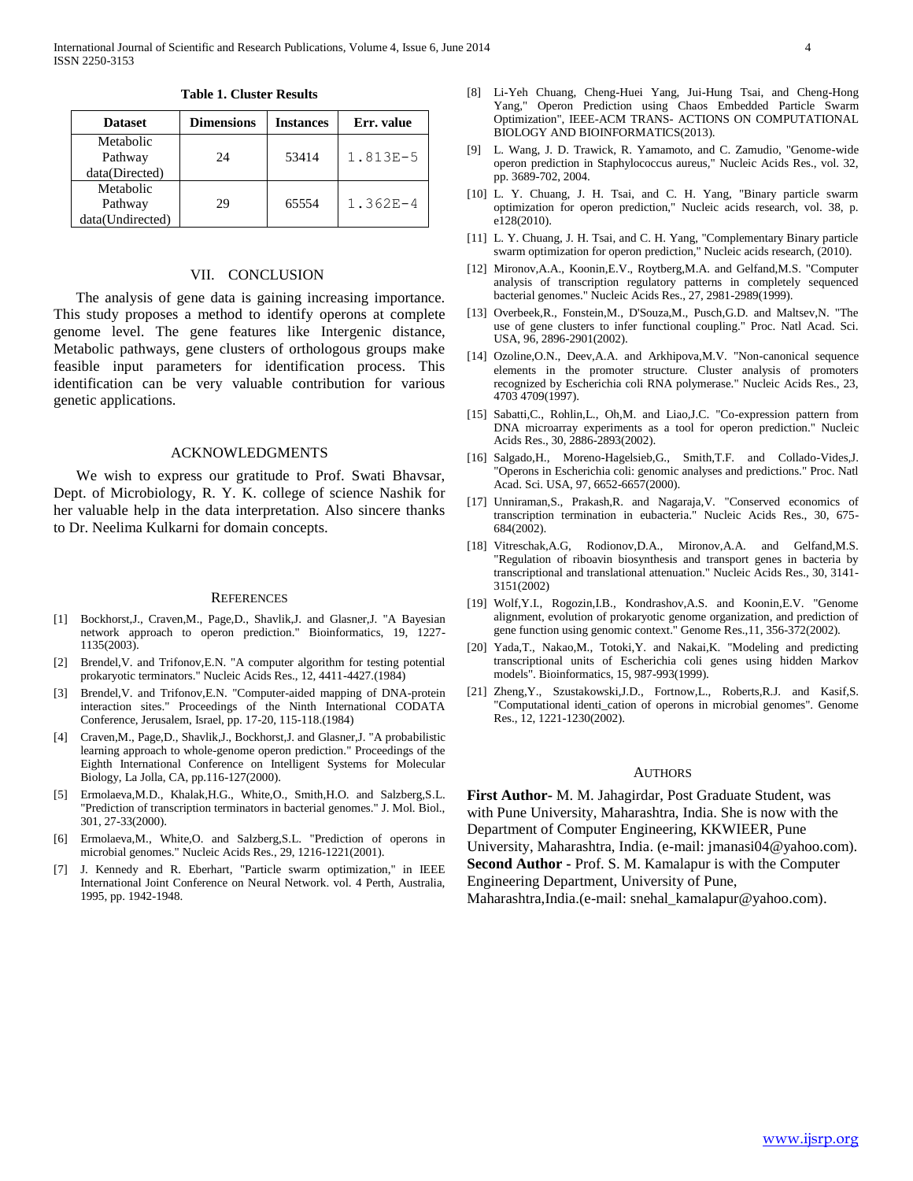**Table 1. Cluster Results**

| Dataset | Dimensions | Instances | Err. value |
|---|---|---|---|
| Metabolic Pathway data(Directed) | 24 | 53414 | 1.813E-5 |
| Metabolic Pathway data(Undirected) | 29 | 65554 | 1.362E-4 |

## VII. CONCLUSION

The analysis of gene data is gaining increasing importance. This study proposes a method to identify operons at complete genome level. The gene features like Intergenic distance, Metabolic pathways, gene clusters of orthologous groups make feasible input parameters for identification process. This identification can be very valuable contribution for various genetic applications.

## ACKNOWLEDGMENTS

We wish to express our gratitude to Prof. Swati Bhavsar, Dept. of Microbiology, R. Y. K. college of science Nashik for her valuable help in the data interpretation. Also sincere thanks to Dr. Neelima Kulkarni for domain concepts.

## REFERENCES

[1] Bockhorst,J., Craven,M., Page,D., Shavlik,J. and Glasner,J. "A Bayesian network approach to operon prediction." Bioinformatics, 19, 1227-1135(2003).

[2] Brendel,V. and Trifonov,E.N. "A computer algorithm for testing potential prokaryotic terminators." Nucleic Acids Res., 12, 4411-4427.(1984)

[3] Brendel,V. and Trifonov,E.N. "Computer-aided mapping of DNA-protein interaction sites." Proceedings of the Ninth International CODATA Conference, Jerusalem, Israel, pp. 17-20, 115-118.(1984)

[4] Craven,M., Page,D., Shavlik,J., Bockhorst,J. and Glasner,J. "A probabilistic learning approach to whole-genome operon prediction." Proceedings of the Eighth International Conference on Intelligent Systems for Molecular Biology, La Jolla, CA, pp.116-127(2000).

[5] Ermolaeva,M.D., Khalak,H.G., White,O., Smith,H.O. and Salzberg,S.L. "Prediction of transcription terminators in bacterial genomes." J. Mol. Biol., 301, 27-33(2000).

[6] Ermolaeva,M., White,O. and Salzberg,S.L. "Prediction of operons in microbial genomes." Nucleic Acids Res., 29, 1216-1221(2001).

[7] J. Kennedy and R. Eberhart, "Particle swarm optimization," in IEEE International Joint Conference on Neural Network. vol. 4 Perth, Australia, 1995, pp. 1942-1948.

[8] Li-Yeh Chuang, Cheng-Huei Yang, Jui-Hung Tsai, and Cheng-Hong Yang," Operon Prediction using Chaos Embedded Particle Swarm Optimization", IEEE-ACM TRANS- ACTIONS ON COMPUTATIONAL BIOLOGY AND BIOINFORMATICS(2013).

[9] L. Wang, J. D. Trawick, R. Yamamoto, and C. Zamudio, "Genome-wide operon prediction in Staphylococcus aureus," Nucleic Acids Res., vol. 32, pp. 3689-702, 2004.

[10] L. Y. Chuang, J. H. Tsai, and C. H. Yang, "Binary particle swarm optimization for operon prediction," Nucleic acids research, vol. 38, p. e128(2010).

[11] L. Y. Chuang, J. H. Tsai, and C. H. Yang, "Complementary Binary particle swarm optimization for operon prediction," Nucleic acids research, (2010).

[12] Mironov,A.A., Koonin,E.V., Roytberg,M.A. and Gelfand,M.S. "Computer analysis of transcription regulatory patterns in completely sequenced bacterial genomes." Nucleic Acids Res., 27, 2981-2989(1999).

[13] Overbeek,R., Fonstein,M., D'Souza,M., Pusch,G.D. and Maltsev,N. "The use of gene clusters to infer functional coupling." Proc. Natl Acad. Sci. USA, 96, 2896-2901(2002).

[14] Ozoline,O.N., Deev,A.A. and Arkhipova,M.V. "Non-canonical sequence elements in the promoter structure. Cluster analysis of promoters recognized by Escherichia coli RNA polymerase." Nucleic Acids Res., 23, 4703 4709(1997).

[15] Sabatti,C., Rohlin,L., Oh,M. and Liao,J.C. "Co-expression pattern from DNA microarray experiments as a tool for operon prediction." Nucleic Acids Res., 30, 2886-2893(2002).

[16] Salgado,H., Moreno-Hagelsieb,G., Smith,T.F. and Collado-Vides,J. "Operons in Escherichia coli: genomic analyses and predictions." Proc. Natl Acad. Sci. USA, 97, 6652-6657(2000).

[17] Unniraman,S., Prakash,R. and Nagaraja,V. "Conserved economics of transcription termination in eubacteria." Nucleic Acids Res., 30, 675-684(2002).

[18] Vitreschak,A.G, Rodionov,D.A., Mironov,A.A. and Gelfand,M.S. "Regulation of riboavin biosynthesis and transport genes in bacteria by transcriptional and translational attenuation." Nucleic Acids Res., 30, 3141-3151(2002)

[19] Wolf,Y.I., Rogozin,I.B., Kondrashov,A.S. and Koonin,E.V. "Genome alignment, evolution of prokaryotic genome organization, and prediction of gene function using genomic context." Genome Res.,11, 356-372(2002).

[20] Yada,T., Nakao,M., Totoki,Y. and Nakai,K. "Modeling and predicting transcriptional units of Escherichia coli genes using hidden Markov models". Bioinformatics, 15, 987-993(1999).

[21] Zheng,Y., Szustakowski,J.D., Fortnow,L., Roberts,R.J. and Kasif,S. "Computational identi_cation of operons in microbial genomes". Genome Res., 12, 1221-1230(2002).

## AUTHORS

**First Author-** M. M. Jahagirdar, Post Graduate Student, was with Pune University, Maharashtra, India. She is now with the Department of Computer Engineering, KKWIEER, Pune University, Maharashtra, India. (e-mail: jmanasi04@yahoo.com).

**Second Author -** Prof. S. M. Kamalapur is with the Computer Engineering Department, University of Pune, Maharashtra,India.(e-mail: snehal_kamalapur@yahoo.com).